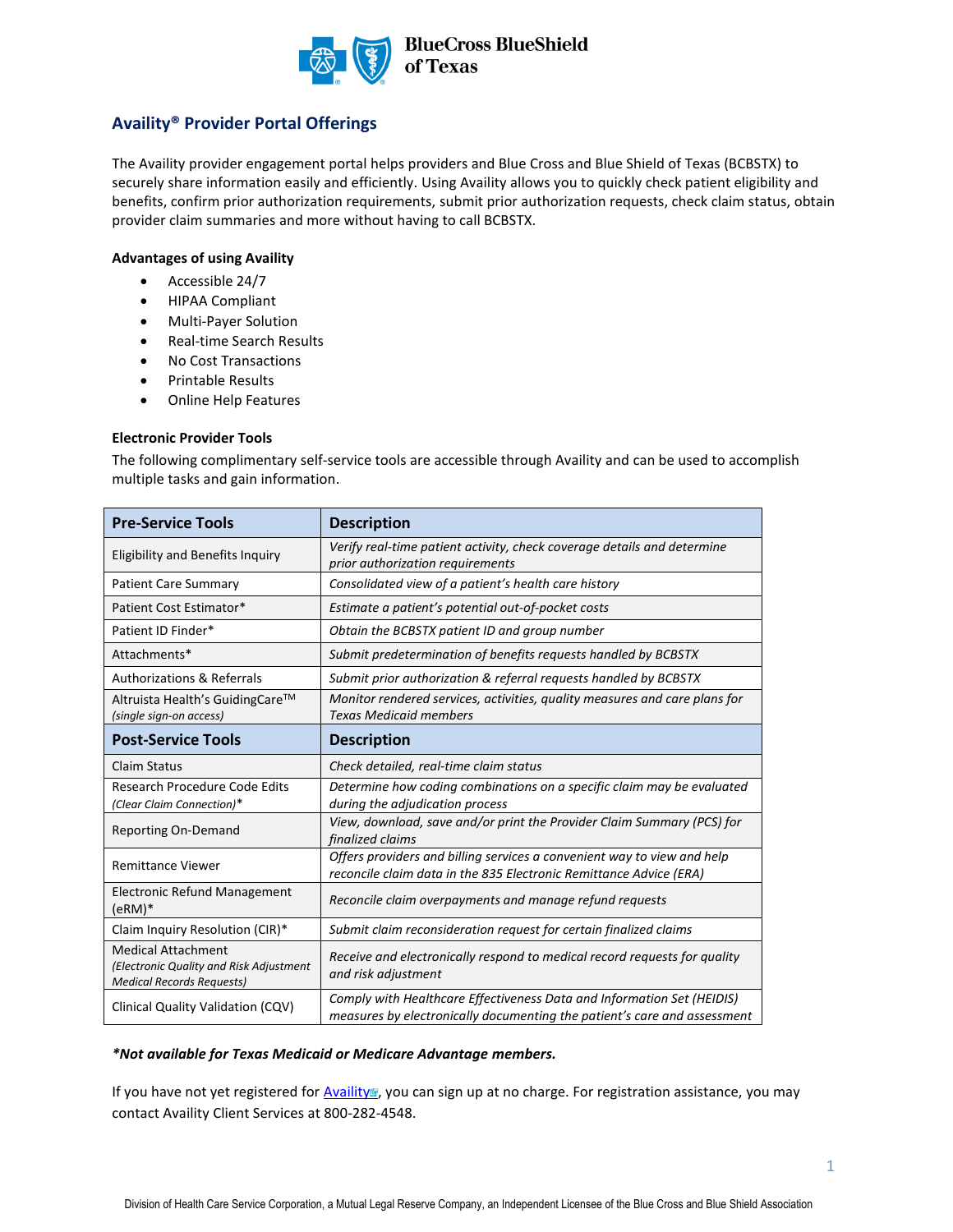# Availity® Provider Portal Offerings

The Availity provider engagement portal helps providers and Blue Cross and Blue Shield of Texas (BCBSTX) to securely share information easily and efficiently. Using Availity allows you to quickly check patient eligibility and benefits, confirm prior authorization requirements, submit prior authorization requests, check claim status, obtain provider claim summaries and more without having to call BCBSTX.

**Advantages of using Availity**

- Accessible 24/7
- HIPAA Compliant
- Multi-Payer Solution
- Real-time Search Results
- No Cost Transactions
- Printable Results
- Online Help Features

**Electronic Provider Tools**

The following complimentary self-service tools are accessible through Availity and can be used to accomplish multiple tasks and gain information.

| Pre-Service Tools | Description |
|---|---|
| Eligibility and Benefits Inquiry | *Verify real-time patient activity, check coverage details and determine prior authorization requirements* |
| Patient Care Summary | *Consolidated view of a patient's health care history* |
| Patient Cost Estimator* | *Estimate a patient's potential out-of-pocket costs* |
| Patient ID Finder* | *Obtain the BCBSTX patient ID and group number* |
| Attachments* | *Submit predetermination of benefits requests handled by BCBSTX* |
| Authorizations & Referrals | *Submit prior authorization & referral requests handled by BCBSTX* |
| Altruista Health's GuidingCare™ *(single sign-on access)* | *Monitor rendered services, activities, quality measures and care plans for Texas Medicaid members* |
| **Post-Service Tools** | **Description** |
| Claim Status | *Check detailed, real-time claim status* |
| Research Procedure Code Edits *(Clear Claim Connection)** | *Determine how coding combinations on a specific claim may be evaluated during the adjudication process* |
| Reporting On-Demand | *View, download, save and/or print the Provider Claim Summary (PCS) for finalized claims* |
| Remittance Viewer | *Offers providers and billing services a convenient way to view and help reconcile claim data in the 835 Electronic Remittance Advice (ERA)* |
| Electronic Refund Management (eRM)* | *Reconcile claim overpayments and manage refund requests* |
| Claim Inquiry Resolution (CIR)* | *Submit claim reconsideration request for certain finalized claims* |
| Medical Attachment *(Electronic Quality and Risk Adjustment Medical Records Requests)* | *Receive and electronically respond to medical record requests for quality and risk adjustment* |
| Clinical Quality Validation (CQV) | *Comply with Healthcare Effectiveness Data and Information Set (HEIDIS) measures by electronically documenting the patient's care and assessment* |

***Not available for Texas Medicaid or Medicare Advantage members.***

If you have not yet registered for Availity, you can sign up at no charge. For registration assistance, you may contact Availity Client Services at 800-282-4548.

Division of Health Care Service Corporation, a Mutual Legal Reserve Company, an Independent Licensee of the Blue Cross and Blue Shield Association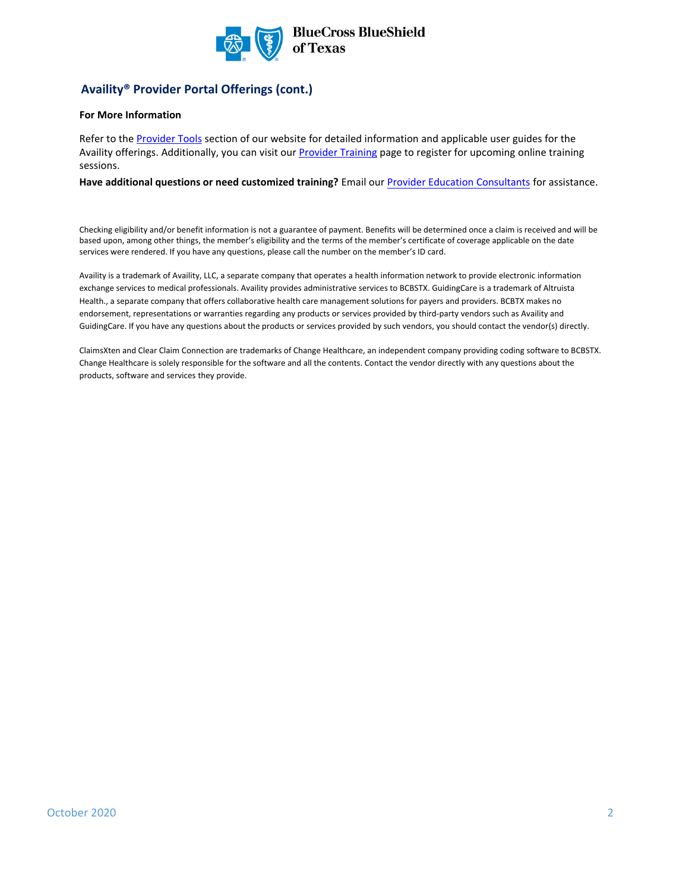## Availity® Provider Portal Offerings (cont.)

**For More Information**

Refer to the Provider Tools section of our website for detailed information and applicable user guides for the Availity offerings. Additionally, you can visit our Provider Training page to register for upcoming online training sessions.

**Have additional questions or need customized training?** Email our Provider Education Consultants for assistance.

Checking eligibility and/or benefit information is not a guarantee of payment. Benefits will be determined once a claim is received and will be based upon, among other things, the member's eligibility and the terms of the member's certificate of coverage applicable on the date services were rendered. If you have any questions, please call the number on the member's ID card.

Availity is a trademark of Availity, LLC, a separate company that operates a health information network to provide electronic information exchange services to medical professionals. Availity provides administrative services to BCBSTX. GuidingCare is a trademark of Altruista Health., a separate company that offers collaborative health care management solutions for payers and providers. BCBTX makes no endorsement, representations or warranties regarding any products or services provided by third-party vendors such as Availity and GuidingCare. If you have any questions about the products or services provided by such vendors, you should contact the vendor(s) directly.

ClaimsXten and Clear Claim Connection are trademarks of Change Healthcare, an independent company providing coding software to BCBSTX. Change Healthcare is solely responsible for the software and all the contents. Contact the vendor directly with any questions about the products, software and services they provide.

October 2020